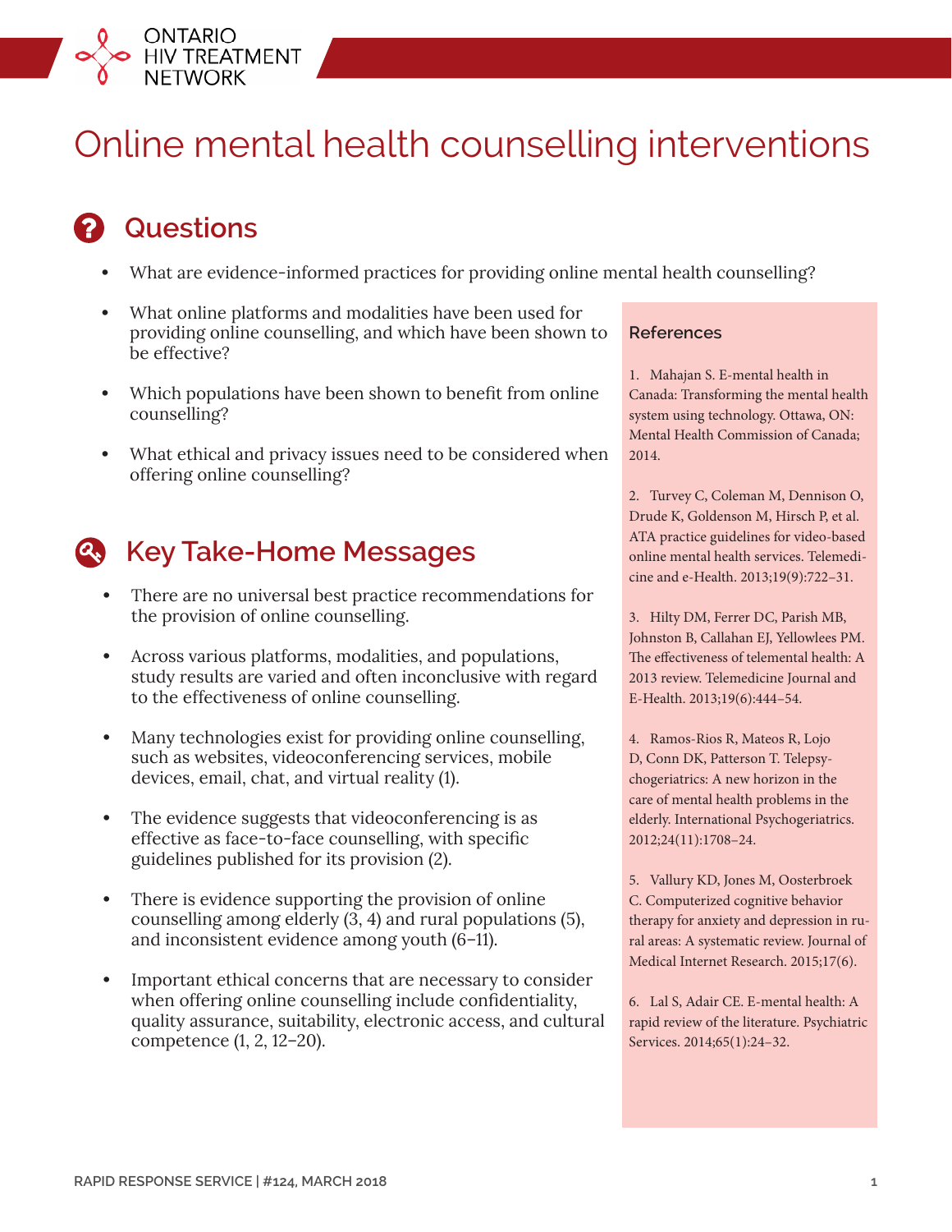# Online mental health counselling interventions

## Questions

- What are evidence-informed practices for providing online mental health counselling?
- What online platforms and modalities have been used for providing online counselling, and which have been shown to be effective?
- Which populations have been shown to benefit from online counselling?
- What ethical and privacy issues need to be considered when offering online counselling?

## Key Take-Home Messages

- There are no universal best practice recommendations for the provision of online counselling.
- Across various platforms, modalities, and populations, study results are varied and often inconclusive with regard to the effectiveness of online counselling.
- Many technologies exist for providing online counselling, such as websites, videoconferencing services, mobile devices, email, chat, and virtual reality (1).
- The evidence suggests that videoconferencing is as effective as face-to-face counselling, with specific guidelines published for its provision (2).
- There is evidence supporting the provision of online counselling among elderly (3, 4) and rural populations (5), and inconsistent evidence among youth (6–11).
- Important ethical concerns that are necessary to consider when offering online counselling include confidentiality, quality assurance, suitability, electronic access, and cultural competence (1, 2, 12–20).

### References

1. Mahajan S. E-mental health in Canada: Transforming the mental health system using technology. Ottawa, ON: Mental Health Commission of Canada; 2014.

2. Turvey C, Coleman M, Dennison O, Drude K, Goldenson M, Hirsch P, et al. ATA practice guidelines for video-based online mental health services. Telemedicine and e-Health. 2013;19(9):722–31.

3. Hilty DM, Ferrer DC, Parish MB, Johnston B, Callahan EJ, Yellowlees PM. The effectiveness of telemental health: A 2013 review. Telemedicine Journal and E-Health. 2013;19(6):444–54.

4. Ramos-Rios R, Mateos R, Lojo D, Conn DK, Patterson T. Telepsychogeriatrics: A new horizon in the care of mental health problems in the elderly. International Psychogeriatrics. 2012;24(11):1708–24.

5. Vallury KD, Jones M, Oosterbroek C. Computerized cognitive behavior therapy for anxiety and depression in rural areas: A systematic review. Journal of Medical Internet Research. 2015;17(6).

6. Lal S, Adair CE. E-mental health: A rapid review of the literature. Psychiatric Services. 2014;65(1):24–32.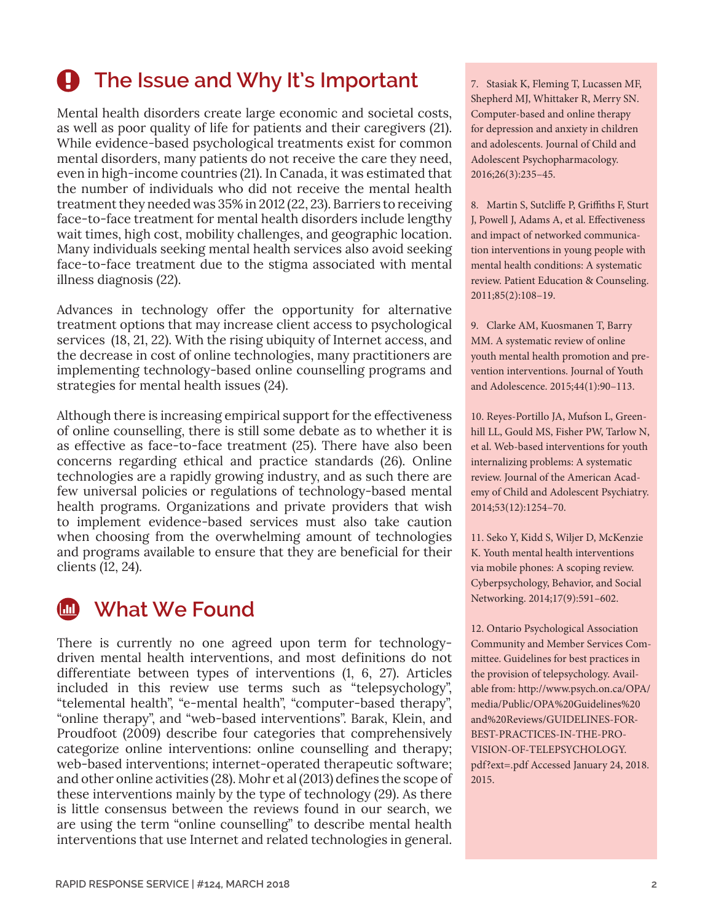## The Issue and Why It's Important

Mental health disorders create large economic and societal costs, as well as poor quality of life for patients and their caregivers (21). While evidence-based psychological treatments exist for common mental disorders, many patients do not receive the care they need, even in high-income countries (21). In Canada, it was estimated that the number of individuals who did not receive the mental health treatment they needed was 35% in 2012 (22, 23). Barriers to receiving face-to-face treatment for mental health disorders include lengthy wait times, high cost, mobility challenges, and geographic location. Many individuals seeking mental health services also avoid seeking face-to-face treatment due to the stigma associated with mental illness diagnosis (22).

Advances in technology offer the opportunity for alternative treatment options that may increase client access to psychological services (18, 21, 22). With the rising ubiquity of Internet access, and the decrease in cost of online technologies, many practitioners are implementing technology-based online counselling programs and strategies for mental health issues (24).

Although there is increasing empirical support for the effectiveness of online counselling, there is still some debate as to whether it is as effective as face-to-face treatment (25). There have also been concerns regarding ethical and practice standards (26). Online technologies are a rapidly growing industry, and as such there are few universal policies or regulations of technology-based mental health programs. Organizations and private providers that wish to implement evidence-based services must also take caution when choosing from the overwhelming amount of technologies and programs available to ensure that they are beneficial for their clients (12, 24).

## What We Found

There is currently no one agreed upon term for technology-driven mental health interventions, and most definitions do not differentiate between types of interventions (1, 6, 27). Articles included in this review use terms such as "telepsychology", "telemental health", "e-mental health", "computer-based therapy", "online therapy", and "web-based interventions". Barak, Klein, and Proudfoot (2009) describe four categories that comprehensively categorize online interventions: online counselling and therapy; web-based interventions; internet-operated therapeutic software; and other online activities (28). Mohr et al (2013) defines the scope of these interventions mainly by the type of technology (29). As there is little consensus between the reviews found in our search, we are using the term "online counselling" to describe mental health interventions that use Internet and related technologies in general.

7. Stasiak K, Fleming T, Lucassen MF, Shepherd MJ, Whittaker R, Merry SN. Computer-based and online therapy for depression and anxiety in children and adolescents. Journal of Child and Adolescent Psychopharmacology. 2016;26(3):235–45.

8. Martin S, Sutcliffe P, Griffiths F, Sturt J, Powell J, Adams A, et al. Effectiveness and impact of networked communication interventions in young people with mental health conditions: A systematic review. Patient Education & Counseling. 2011;85(2):108–19.

9. Clarke AM, Kuosmanen T, Barry MM. A systematic review of online youth mental health promotion and prevention interventions. Journal of Youth and Adolescence. 2015;44(1):90–113.

10. Reyes-Portillo JA, Mufson L, Greenhill LL, Gould MS, Fisher PW, Tarlow N, et al. Web-based interventions for youth internalizing problems: A systematic review. Journal of the American Academy of Child and Adolescent Psychiatry. 2014;53(12):1254–70.

11. Seko Y, Kidd S, Wiljer D, McKenzie K. Youth mental health interventions via mobile phones: A scoping review. Cyberpsychology, Behavior, and Social Networking. 2014;17(9):591–602.

12. Ontario Psychological Association Community and Member Services Committee. Guidelines for best practices in the provision of telepsychology. Available from: http://www.psych.on.ca/OPA/media/Public/OPA%20Guidelines%20and%20Reviews/GUIDELINES-FOR-BEST-PRACTICES-IN-THE-PROVISION-OF-TELEPSYCHOLOGY.pdf?ext=.pdf Accessed January 24, 2018. 2015.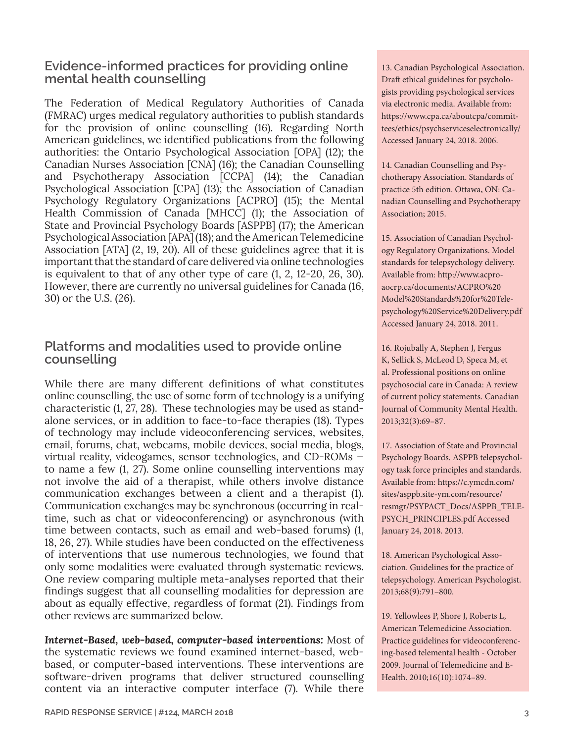## Evidence-informed practices for providing online mental health counselling

The Federation of Medical Regulatory Authorities of Canada (FMRAC) urges medical regulatory authorities to publish standards for the provision of online counselling (16). Regarding North American guidelines, we identified publications from the following authorities: the Ontario Psychological Association [OPA] (12); the Canadian Nurses Association [CNA] (16); the Canadian Counselling and Psychotherapy Association [CCPA] (14); the Canadian Psychological Association [CPA] (13); the Association of Canadian Psychology Regulatory Organizations [ACPRO] (15); the Mental Health Commission of Canada [MHCC] (1); the Association of State and Provincial Psychology Boards [ASPPB] (17); the American Psychological Association [APA] (18); and the American Telemedicine Association [ATA] (2, 19, 20). All of these guidelines agree that it is important that the standard of care delivered via online technologies is equivalent to that of any other type of care (1, 2, 12-20, 26, 30). However, there are currently no universal guidelines for Canada (16, 30) or the U.S. (26).

## Platforms and modalities used to provide online counselling

While there are many different definitions of what constitutes online counselling, the use of some form of technology is a unifying characteristic (1, 27, 28). These technologies may be used as stand-alone services, or in addition to face-to-face therapies (18). Types of technology may include videoconferencing services, websites, email, forums, chat, webcams, mobile devices, social media, blogs, virtual reality, videogames, sensor technologies, and CD-ROMs – to name a few (1, 27). Some online counselling interventions may not involve the aid of a therapist, while others involve distance communication exchanges between a client and a therapist (1). Communication exchanges may be synchronous (occurring in real-time, such as chat or videoconferencing) or asynchronous (with time between contacts, such as email and web-based forums) (1, 18, 26, 27). While studies have been conducted on the effectiveness of interventions that use numerous technologies, we found that only some modalities were evaluated through systematic reviews. One review comparing multiple meta-analyses reported that their findings suggest that all counselling modalities for depression are about as equally effective, regardless of format (21). Findings from other reviews are summarized below.

***Internet-Based, web-based, computer-based interventions:*** Most of the systematic reviews we found examined internet-based, web-based, or computer-based interventions. These interventions are software-driven programs that deliver structured counselling content via an interactive computer interface (7). While there

13. Canadian Psychological Association. Draft ethical guidelines for psychologists providing psychological services via electronic media. Available from: https://www.cpa.ca/aboutcpa/committees/ethics/psychserviceselectronically/ Accessed January 24, 2018. 2006.

14. Canadian Counselling and Psychotherapy Association. Standards of practice 5th edition. Ottawa, ON: Canadian Counselling and Psychotherapy Association; 2015.

15. Association of Canadian Psychology Regulatory Organizations. Model standards for telepsychology delivery. Available from: http://www.acproaocrp.ca/documents/ACPRO%20Model%20Standards%20for%20Telepsychology%20Service%20Delivery.pdf Accessed January 24, 2018. 2011.

16. Rojubally A, Stephen J, Fergus K, Sellick S, McLeod D, Speca M, et al. Professional positions on online psychosocial care in Canada: A review of current policy statements. Canadian Journal of Community Mental Health. 2013;32(3):69–87.

17. Association of State and Provincial Psychology Boards. ASPPB telepsychology task force principles and standards. Available from: https://c.ymcdn.com/sites/asppb.site-ym.com/resource/resmgr/PSYPACT_Docs/ASPPB_TELE-PSYCH_PRINCIPLES.pdf Accessed January 24, 2018. 2013.

18. American Psychological Association. Guidelines for the practice of telepsychology. American Psychologist. 2013;68(9):791–800.

19. Yellowlees P, Shore J, Roberts L, American Telemedicine Association. Practice guidelines for videoconferencing-based telemental health - October 2009. Journal of Telemedicine and E-Health. 2010;16(10):1074–89.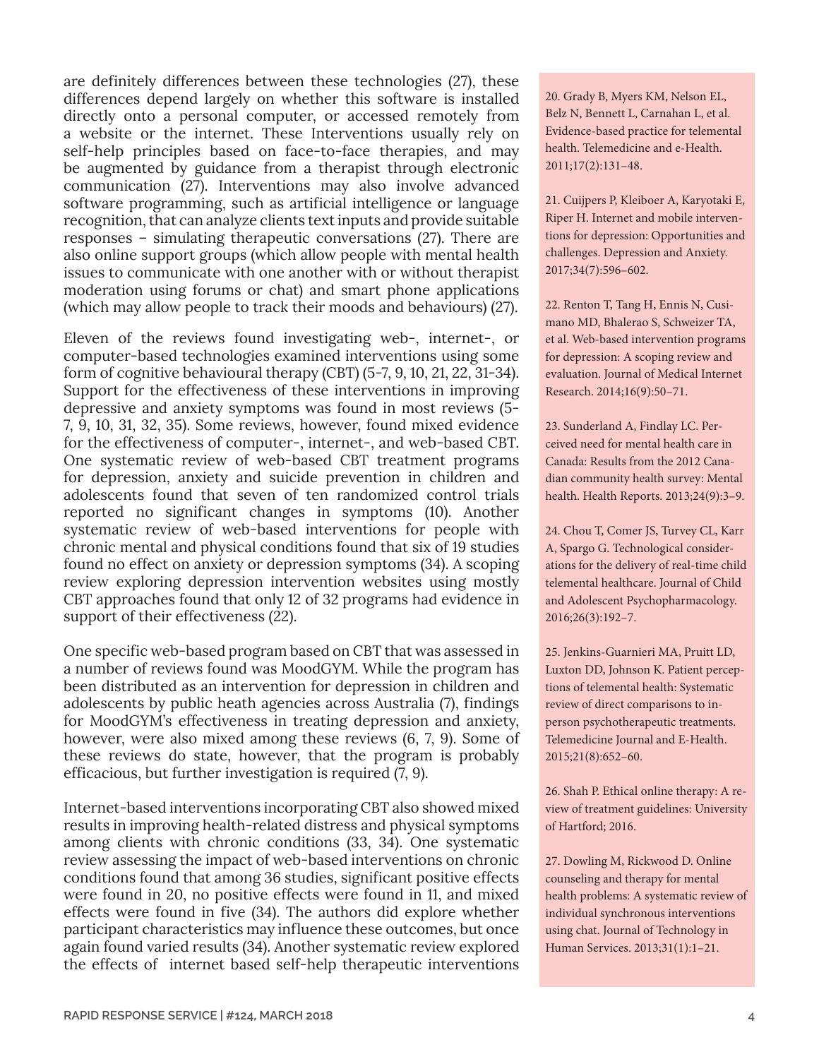are definitely differences between these technologies (27), these differences depend largely on whether this software is installed directly onto a personal computer, or accessed remotely from a website or the internet. These Interventions usually rely on self-help principles based on face-to-face therapies, and may be augmented by guidance from a therapist through electronic communication (27). Interventions may also involve advanced software programming, such as artificial intelligence or language recognition, that can analyze clients text inputs and provide suitable responses – simulating therapeutic conversations (27). There are also online support groups (which allow people with mental health issues to communicate with one another with or without therapist moderation using forums or chat) and smart phone applications (which may allow people to track their moods and behaviours) (27).

Eleven of the reviews found investigating web-, internet-, or computer-based technologies examined interventions using some form of cognitive behavioural therapy (CBT) (5-7, 9, 10, 21, 22, 31-34). Support for the effectiveness of these interventions in improving depressive and anxiety symptoms was found in most reviews (5-7, 9, 10, 31, 32, 35). Some reviews, however, found mixed evidence for the effectiveness of computer-, internet-, and web-based CBT. One systematic review of web-based CBT treatment programs for depression, anxiety and suicide prevention in children and adolescents found that seven of ten randomized control trials reported no significant changes in symptoms (10). Another systematic review of web-based interventions for people with chronic mental and physical conditions found that six of 19 studies found no effect on anxiety or depression symptoms (34). A scoping review exploring depression intervention websites using mostly CBT approaches found that only 12 of 32 programs had evidence in support of their effectiveness (22).

One specific web-based program based on CBT that was assessed in a number of reviews found was MoodGYM. While the program has been distributed as an intervention for depression in children and adolescents by public heath agencies across Australia (7), findings for MoodGYM's effectiveness in treating depression and anxiety, however, were also mixed among these reviews (6, 7, 9). Some of these reviews do state, however, that the program is probably efficacious, but further investigation is required (7, 9).

Internet-based interventions incorporating CBT also showed mixed results in improving health-related distress and physical symptoms among clients with chronic conditions (33, 34). One systematic review assessing the impact of web-based interventions on chronic conditions found that among 36 studies, significant positive effects were found in 20, no positive effects were found in 11, and mixed effects were found in five (34). The authors did explore whether participant characteristics may influence these outcomes, but once again found varied results (34). Another systematic review explored the effects of internet based self-help therapeutic interventions

20. Grady B, Myers KM, Nelson EL, Belz N, Bennett L, Carnahan L, et al. Evidence-based practice for telemental health. Telemedicine and e-Health. 2011;17(2):131–48.

21. Cuijpers P, Kleiboer A, Karyotaki E, Riper H. Internet and mobile interventions for depression: Opportunities and challenges. Depression and Anxiety. 2017;34(7):596–602.

22. Renton T, Tang H, Ennis N, Cusimano MD, Bhalerao S, Schweizer TA, et al. Web-based intervention programs for depression: A scoping review and evaluation. Journal of Medical Internet Research. 2014;16(9):50–71.

23. Sunderland A, Findlay LC. Perceived need for mental health care in Canada: Results from the 2012 Canadian community health survey: Mental health. Health Reports. 2013;24(9):3–9.

24. Chou T, Comer JS, Turvey CL, Karr A, Spargo G. Technological considerations for the delivery of real-time child telemental healthcare. Journal of Child and Adolescent Psychopharmacology. 2016;26(3):192–7.

25. Jenkins-Guarnieri MA, Pruitt LD, Luxton DD, Johnson K. Patient perceptions of telemental health: Systematic review of direct comparisons to in-person psychotherapeutic treatments. Telemedicine Journal and E-Health. 2015;21(8):652–60.

26. Shah P. Ethical online therapy: A review of treatment guidelines: University of Hartford; 2016.

27. Dowling M, Rickwood D. Online counseling and therapy for mental health problems: A systematic review of individual synchronous interventions using chat. Journal of Technology in Human Services. 2013;31(1):1–21.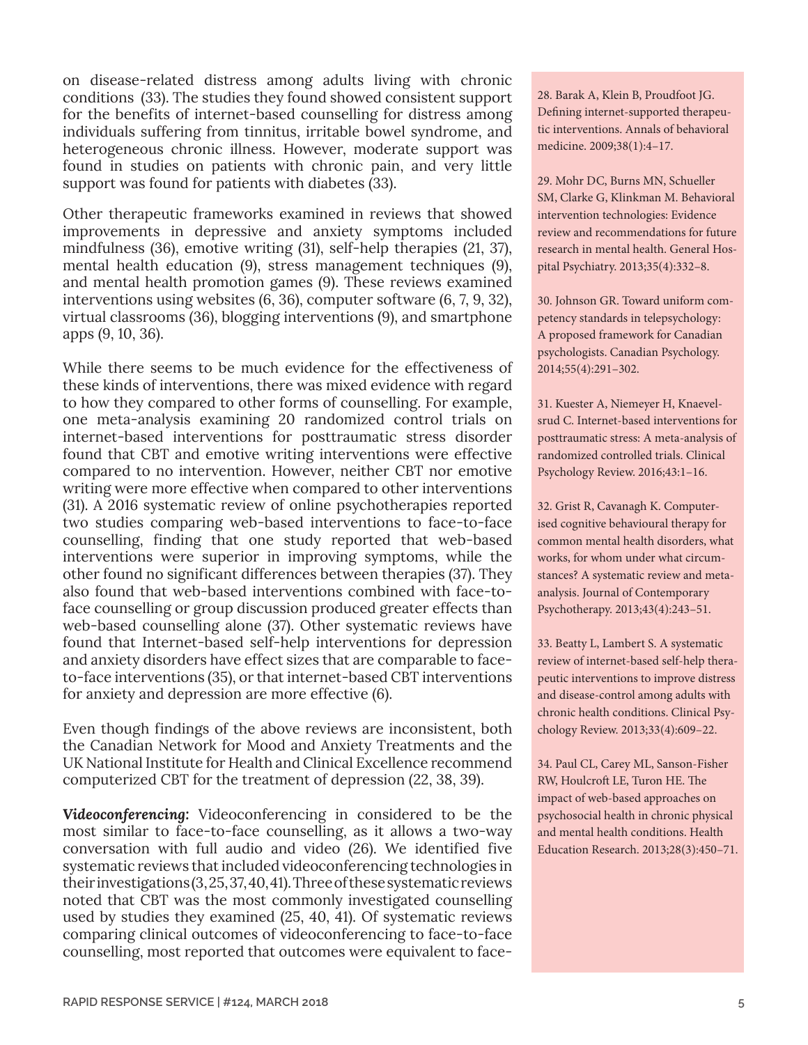on disease-related distress among adults living with chronic conditions (33). The studies they found showed consistent support for the benefits of internet-based counselling for distress among individuals suffering from tinnitus, irritable bowel syndrome, and heterogeneous chronic illness. However, moderate support was found in studies on patients with chronic pain, and very little support was found for patients with diabetes (33).

Other therapeutic frameworks examined in reviews that showed improvements in depressive and anxiety symptoms included mindfulness (36), emotive writing (31), self-help therapies (21, 37), mental health education (9), stress management techniques (9), and mental health promotion games (9). These reviews examined interventions using websites (6, 36), computer software (6, 7, 9, 32), virtual classrooms (36), blogging interventions (9), and smartphone apps (9, 10, 36).

While there seems to be much evidence for the effectiveness of these kinds of interventions, there was mixed evidence with regard to how they compared to other forms of counselling. For example, one meta-analysis examining 20 randomized control trials on internet-based interventions for posttraumatic stress disorder found that CBT and emotive writing interventions were effective compared to no intervention. However, neither CBT nor emotive writing were more effective when compared to other interventions (31). A 2016 systematic review of online psychotherapies reported two studies comparing web-based interventions to face-to-face counselling, finding that one study reported that web-based interventions were superior in improving symptoms, while the other found no significant differences between therapies (37). They also found that web-based interventions combined with face-to-face counselling or group discussion produced greater effects than web-based counselling alone (37). Other systematic reviews have found that Internet-based self-help interventions for depression and anxiety disorders have effect sizes that are comparable to face-to-face interventions (35), or that internet-based CBT interventions for anxiety and depression are more effective (6).

Even though findings of the above reviews are inconsistent, both the Canadian Network for Mood and Anxiety Treatments and the UK National Institute for Health and Clinical Excellence recommend computerized CBT for the treatment of depression (22, 38, 39).

***Videoconferencing:*** Videoconferencing in considered to be the most similar to face-to-face counselling, as it allows a two-way conversation with full audio and video (26). We identified five systematic reviews that included videoconferencing technologies in their investigations (3, 25, 37, 40, 41). Three of these systematic reviews noted that CBT was the most commonly investigated counselling used by studies they examined (25, 40, 41). Of systematic reviews comparing clinical outcomes of videoconferencing to face-to-face counselling, most reported that outcomes were equivalent to face-

28. Barak A, Klein B, Proudfoot JG. Defining internet-supported therapeutic interventions. Annals of behavioral medicine. 2009;38(1):4–17.

29. Mohr DC, Burns MN, Schueller SM, Clarke G, Klinkman M. Behavioral intervention technologies: Evidence review and recommendations for future research in mental health. General Hospital Psychiatry. 2013;35(4):332–8.

30. Johnson GR. Toward uniform competency standards in telepsychology: A proposed framework for Canadian psychologists. Canadian Psychology. 2014;55(4):291–302.

31. Kuester A, Niemeyer H, Knaevelsrud C. Internet-based interventions for posttraumatic stress: A meta-analysis of randomized controlled trials. Clinical Psychology Review. 2016;43:1–16.

32. Grist R, Cavanagh K. Computerised cognitive behavioural therapy for common mental health disorders, what works, for whom under what circumstances? A systematic review and meta-analysis. Journal of Contemporary Psychotherapy. 2013;43(4):243–51.

33. Beatty L, Lambert S. A systematic review of internet-based self-help therapeutic interventions to improve distress and disease-control among adults with chronic health conditions. Clinical Psychology Review. 2013;33(4):609–22.

34. Paul CL, Carey ML, Sanson-Fisher RW, Houlcroft LE, Turon HE. The impact of web-based approaches on psychosocial health in chronic physical and mental health conditions. Health Education Research. 2013;28(3):450–71.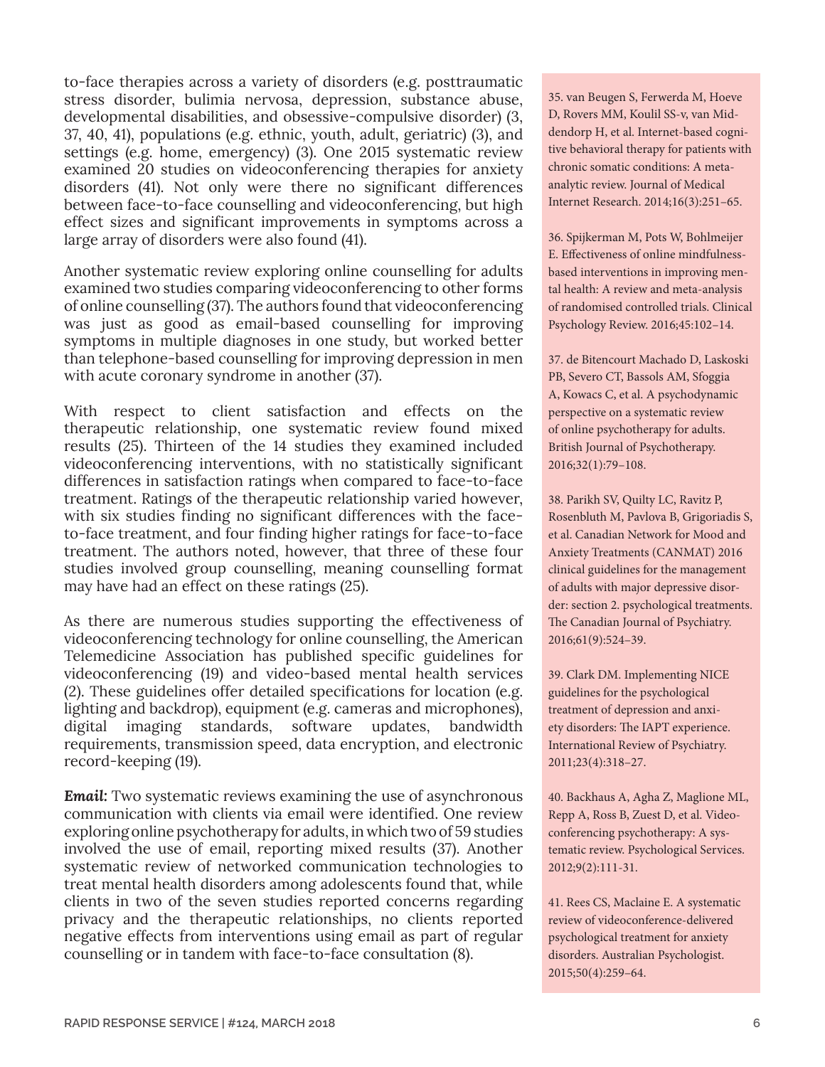to-face therapies across a variety of disorders (e.g. posttraumatic stress disorder, bulimia nervosa, depression, substance abuse, developmental disabilities, and obsessive-compulsive disorder) (3, 37, 40, 41), populations (e.g. ethnic, youth, adult, geriatric) (3), and settings (e.g. home, emergency) (3). One 2015 systematic review examined 20 studies on videoconferencing therapies for anxiety disorders (41). Not only were there no significant differences between face-to-face counselling and videoconferencing, but high effect sizes and significant improvements in symptoms across a large array of disorders were also found (41).

Another systematic review exploring online counselling for adults examined two studies comparing videoconferencing to other forms of online counselling (37). The authors found that videoconferencing was just as good as email-based counselling for improving symptoms in multiple diagnoses in one study, but worked better than telephone-based counselling for improving depression in men with acute coronary syndrome in another (37).

With respect to client satisfaction and effects on the therapeutic relationship, one systematic review found mixed results (25). Thirteen of the 14 studies they examined included videoconferencing interventions, with no statistically significant differences in satisfaction ratings when compared to face-to-face treatment. Ratings of the therapeutic relationship varied however, with six studies finding no significant differences with the face-to-face treatment, and four finding higher ratings for face-to-face treatment. The authors noted, however, that three of these four studies involved group counselling, meaning counselling format may have had an effect on these ratings (25).

As there are numerous studies supporting the effectiveness of videoconferencing technology for online counselling, the American Telemedicine Association has published specific guidelines for videoconferencing (19) and video-based mental health services (2). These guidelines offer detailed specifications for location (e.g. lighting and backdrop), equipment (e.g. cameras and microphones), digital imaging standards, software updates, bandwidth requirements, transmission speed, data encryption, and electronic record-keeping (19).

***Email:*** Two systematic reviews examining the use of asynchronous communication with clients via email were identified. One review exploring online psychotherapy for adults, in which two of 59 studies involved the use of email, reporting mixed results (37). Another systematic review of networked communication technologies to treat mental health disorders among adolescents found that, while clients in two of the seven studies reported concerns regarding privacy and the therapeutic relationships, no clients reported negative effects from interventions using email as part of regular counselling or in tandem with face-to-face consultation (8).

35. van Beugen S, Ferwerda M, Hoeve D, Rovers MM, Koulil SS-v, van Middendorp H, et al. Internet-based cognitive behavioral therapy for patients with chronic somatic conditions: A meta-analytic review. Journal of Medical Internet Research. 2014;16(3):251–65.

36. Spijkerman M, Pots W, Bohlmeijer E. Effectiveness of online mindfulness-based interventions in improving mental health: A review and meta-analysis of randomised controlled trials. Clinical Psychology Review. 2016;45:102–14.

37. de Bitencourt Machado D, Laskoski PB, Severo CT, Bassols AM, Sfoggia A, Kowacs C, et al. A psychodynamic perspective on a systematic review of online psychotherapy for adults. British Journal of Psychotherapy. 2016;32(1):79–108.

38. Parikh SV, Quilty LC, Ravitz P, Rosenbluth M, Pavlova B, Grigoriadis S, et al. Canadian Network for Mood and Anxiety Treatments (CANMAT) 2016 clinical guidelines for the management of adults with major depressive disorder: section 2. psychological treatments. The Canadian Journal of Psychiatry. 2016;61(9):524–39.

39. Clark DM. Implementing NICE guidelines for the psychological treatment of depression and anxiety disorders: The IAPT experience. International Review of Psychiatry. 2011;23(4):318–27.

40. Backhaus A, Agha Z, Maglione ML, Repp A, Ross B, Zuest D, et al. Videoconferencing psychotherapy: A systematic review. Psychological Services. 2012;9(2):111-31.

41. Rees CS, Maclaine E. A systematic review of videoconference-delivered psychological treatment for anxiety disorders. Australian Psychologist. 2015;50(4):259–64.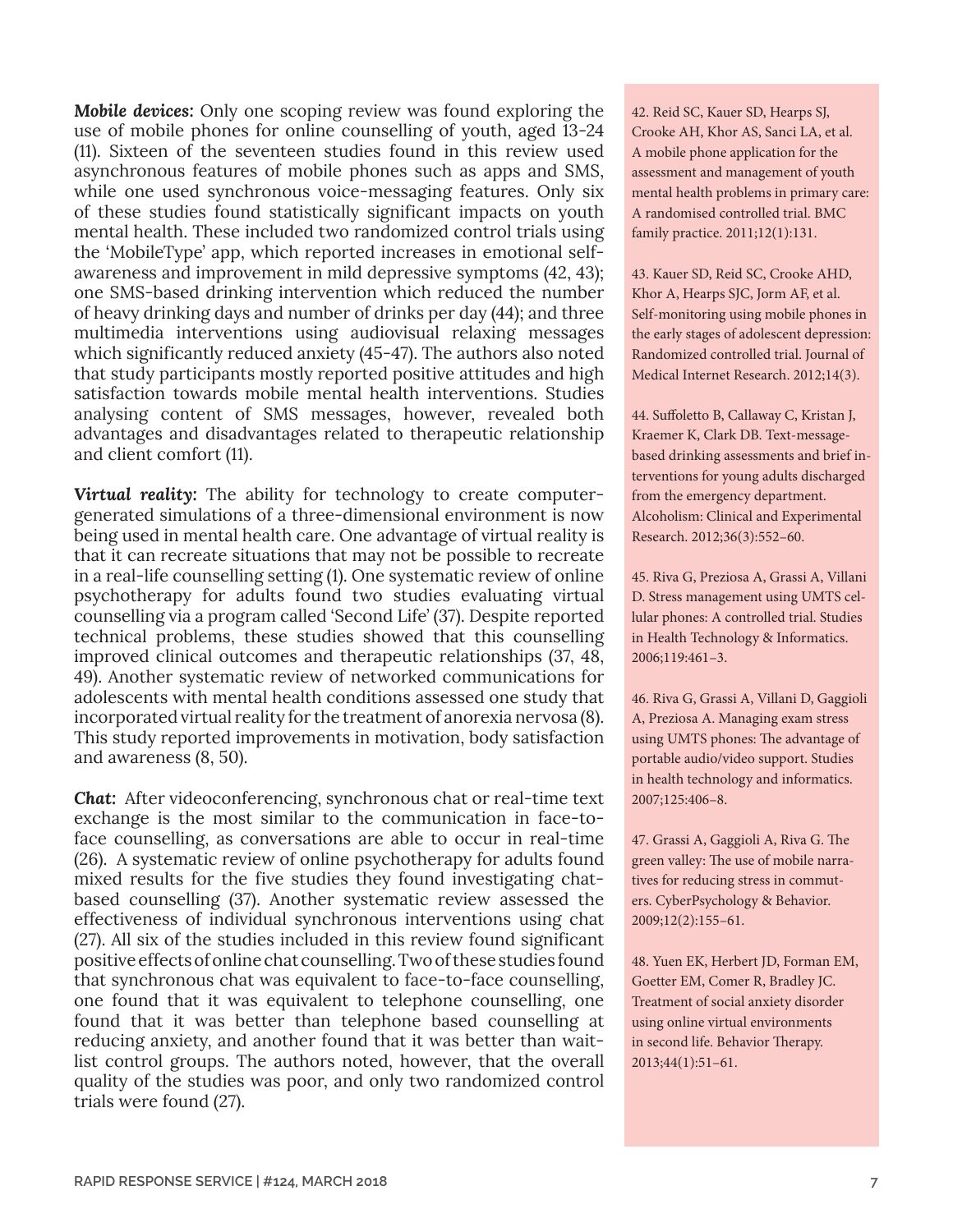***Mobile devices:*** Only one scoping review was found exploring the use of mobile phones for online counselling of youth, aged 13-24 (11). Sixteen of the seventeen studies found in this review used asynchronous features of mobile phones such as apps and SMS, while one used synchronous voice-messaging features. Only six of these studies found statistically significant impacts on youth mental health. These included two randomized control trials using the 'MobileType' app, which reported increases in emotional self-awareness and improvement in mild depressive symptoms (42, 43); one SMS-based drinking intervention which reduced the number of heavy drinking days and number of drinks per day (44); and three multimedia interventions using audiovisual relaxing messages which significantly reduced anxiety (45-47). The authors also noted that study participants mostly reported positive attitudes and high satisfaction towards mobile mental health interventions. Studies analysing content of SMS messages, however, revealed both advantages and disadvantages related to therapeutic relationship and client comfort (11).

***Virtual reality:*** The ability for technology to create computer-generated simulations of a three-dimensional environment is now being used in mental health care. One advantage of virtual reality is that it can recreate situations that may not be possible to recreate in a real-life counselling setting (1). One systematic review of online psychotherapy for adults found two studies evaluating virtual counselling via a program called 'Second Life' (37). Despite reported technical problems, these studies showed that this counselling improved clinical outcomes and therapeutic relationships (37, 48, 49). Another systematic review of networked communications for adolescents with mental health conditions assessed one study that incorporated virtual reality for the treatment of anorexia nervosa (8). This study reported improvements in motivation, body satisfaction and awareness (8, 50).

***Chat:*** After videoconferencing, synchronous chat or real-time text exchange is the most similar to the communication in face-to-face counselling, as conversations are able to occur in real-time (26). A systematic review of online psychotherapy for adults found mixed results for the five studies they found investigating chat-based counselling (37). Another systematic review assessed the effectiveness of individual synchronous interventions using chat (27). All six of the studies included in this review found significant positive effects of online chat counselling. Two of these studies found that synchronous chat was equivalent to face-to-face counselling, one found that it was equivalent to telephone counselling, one found that it was better than telephone based counselling at reducing anxiety, and another found that it was better than wait-list control groups. The authors noted, however, that the overall quality of the studies was poor, and only two randomized control trials were found (27).

42. Reid SC, Kauer SD, Hearps SJ, Crooke AH, Khor AS, Sanci LA, et al. A mobile phone application for the assessment and management of youth mental health problems in primary care: A randomised controlled trial. BMC family practice. 2011;12(1):131.

43. Kauer SD, Reid SC, Crooke AHD, Khor A, Hearps SJC, Jorm AF, et al. Self-monitoring using mobile phones in the early stages of adolescent depression: Randomized controlled trial. Journal of Medical Internet Research. 2012;14(3).

44. Suffoletto B, Callaway C, Kristan J, Kraemer K, Clark DB. Text-message-based drinking assessments and brief interventions for young adults discharged from the emergency department. Alcoholism: Clinical and Experimental Research. 2012;36(3):552–60.

45. Riva G, Preziosa A, Grassi A, Villani D. Stress management using UMTS cellular phones: A controlled trial. Studies in Health Technology & Informatics. 2006;119:461–3.

46. Riva G, Grassi A, Villani D, Gaggioli A, Preziosa A. Managing exam stress using UMTS phones: The advantage of portable audio/video support. Studies in health technology and informatics. 2007;125:406–8.

47. Grassi A, Gaggioli A, Riva G. The green valley: The use of mobile narratives for reducing stress in commuters. CyberPsychology & Behavior. 2009;12(2):155–61.

48. Yuen EK, Herbert JD, Forman EM, Goetter EM, Comer R, Bradley JC. Treatment of social anxiety disorder using online virtual environments in second life. Behavior Therapy. 2013;44(1):51–61.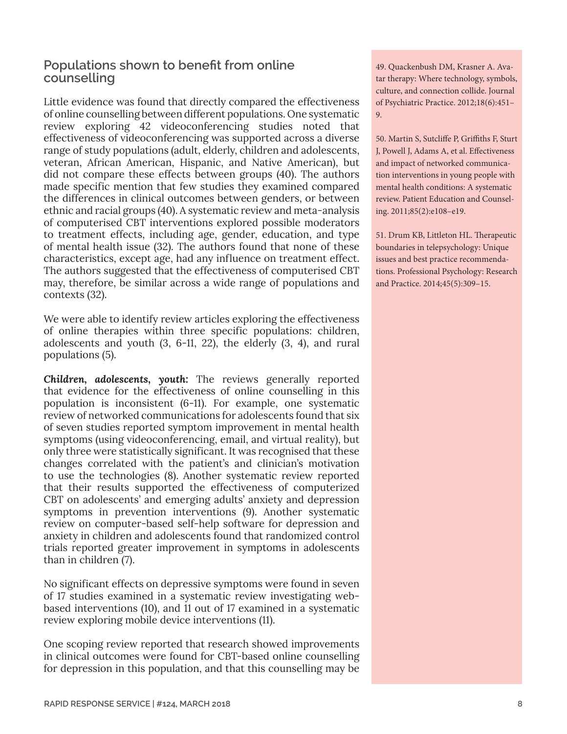## Populations shown to benefit from online counselling

Little evidence was found that directly compared the effectiveness of online counselling between different populations. One systematic review exploring 42 videoconferencing studies noted that effectiveness of videoconferencing was supported across a diverse range of study populations (adult, elderly, children and adolescents, veteran, African American, Hispanic, and Native American), but did not compare these effects between groups (40). The authors made specific mention that few studies they examined compared the differences in clinical outcomes between genders, or between ethnic and racial groups (40). A systematic review and meta-analysis of computerised CBT interventions explored possible moderators to treatment effects, including age, gender, education, and type of mental health issue (32). The authors found that none of these characteristics, except age, had any influence on treatment effect. The authors suggested that the effectiveness of computerised CBT may, therefore, be similar across a wide range of populations and contexts (32).

We were able to identify review articles exploring the effectiveness of online therapies within three specific populations: children, adolescents and youth (3, 6-11, 22), the elderly (3, 4), and rural populations (5).

***Children, adolescents, youth:*** The reviews generally reported that evidence for the effectiveness of online counselling in this population is inconsistent (6-11). For example, one systematic review of networked communications for adolescents found that six of seven studies reported symptom improvement in mental health symptoms (using videoconferencing, email, and virtual reality), but only three were statistically significant. It was recognised that these changes correlated with the patient's and clinician's motivation to use the technologies (8). Another systematic review reported that their results supported the effectiveness of computerized CBT on adolescents' and emerging adults' anxiety and depression symptoms in prevention interventions (9). Another systematic review on computer-based self-help software for depression and anxiety in children and adolescents found that randomized control trials reported greater improvement in symptoms in adolescents than in children (7).

No significant effects on depressive symptoms were found in seven of 17 studies examined in a systematic review investigating web-based interventions (10), and 11 out of 17 examined in a systematic review exploring mobile device interventions (11).

One scoping review reported that research showed improvements in clinical outcomes were found for CBT-based online counselling for depression in this population, and that this counselling may be

49. Quackenbush DM, Krasner A. Avatar therapy: Where technology, symbols, culture, and connection collide. Journal of Psychiatric Practice. 2012;18(6):451–9.

50. Martin S, Sutcliffe P, Griffiths F, Sturt J, Powell J, Adams A, et al. Effectiveness and impact of networked communication interventions in young people with mental health conditions: A systematic review. Patient Education and Counseling. 2011;85(2):e108–e19.

51. Drum KB, Littleton HL. Therapeutic boundaries in telepsychology: Unique issues and best practice recommendations. Professional Psychology: Research and Practice. 2014;45(5):309–15.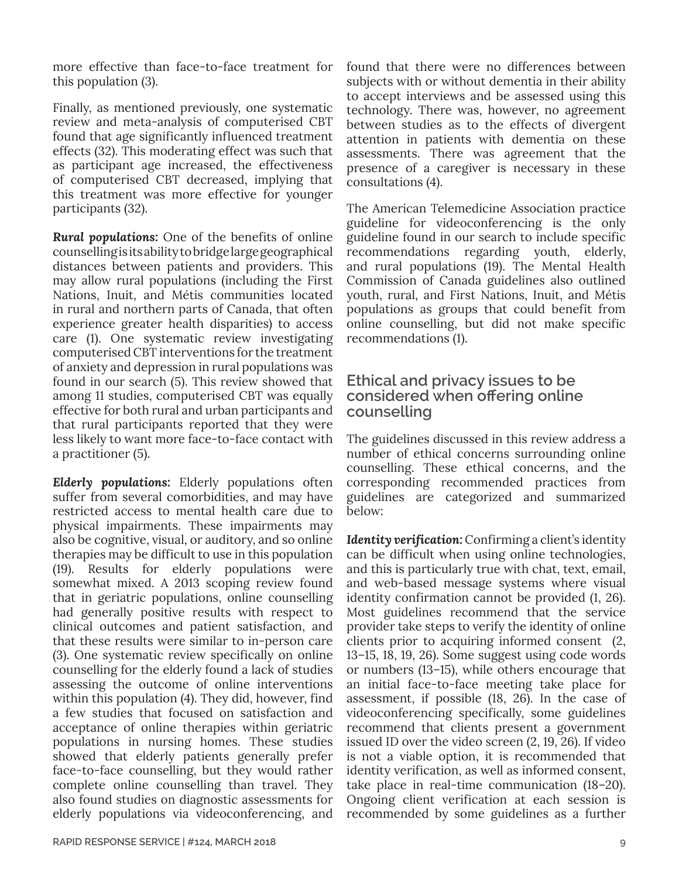more effective than face-to-face treatment for this population (3).

Finally, as mentioned previously, one systematic review and meta-analysis of computerised CBT found that age significantly influenced treatment effects (32). This moderating effect was such that as participant age increased, the effectiveness of computerised CBT decreased, implying that this treatment was more effective for younger participants (32).

***Rural populations:*** One of the benefits of online counselling is its ability to bridge large geographical distances between patients and providers. This may allow rural populations (including the First Nations, Inuit, and Métis communities located in rural and northern parts of Canada, that often experience greater health disparities) to access care (1). One systematic review investigating computerised CBT interventions for the treatment of anxiety and depression in rural populations was found in our search (5). This review showed that among 11 studies, computerised CBT was equally effective for both rural and urban participants and that rural participants reported that they were less likely to want more face-to-face contact with a practitioner (5).

***Elderly populations:*** Elderly populations often suffer from several comorbidities, and may have restricted access to mental health care due to physical impairments. These impairments may also be cognitive, visual, or auditory, and so online therapies may be difficult to use in this population (19). Results for elderly populations were somewhat mixed. A 2013 scoping review found that in geriatric populations, online counselling had generally positive results with respect to clinical outcomes and patient satisfaction, and that these results were similar to in-person care (3). One systematic review specifically on online counselling for the elderly found a lack of studies assessing the outcome of online interventions within this population (4). They did, however, find a few studies that focused on satisfaction and acceptance of online therapies within geriatric populations in nursing homes. These studies showed that elderly patients generally prefer face-to-face counselling, but they would rather complete online counselling than travel. They also found studies on diagnostic assessments for elderly populations via videoconferencing, and found that there were no differences between subjects with or without dementia in their ability to accept interviews and be assessed using this technology. There was, however, no agreement between studies as to the effects of divergent attention in patients with dementia on these assessments. There was agreement that the presence of a caregiver is necessary in these consultations (4).

The American Telemedicine Association practice guideline for videoconferencing is the only guideline found in our search to include specific recommendations regarding youth, elderly, and rural populations (19). The Mental Health Commission of Canada guidelines also outlined youth, rural, and First Nations, Inuit, and Métis populations as groups that could benefit from online counselling, but did not make specific recommendations (1).

## Ethical and privacy issues to be considered when offering online counselling

The guidelines discussed in this review address a number of ethical concerns surrounding online counselling. These ethical concerns, and the corresponding recommended practices from guidelines are categorized and summarized below:

***Identity verification:*** Confirming a client's identity can be difficult when using online technologies, and this is particularly true with chat, text, email, and web-based message systems where visual identity confirmation cannot be provided (1, 26). Most guidelines recommend that the service provider take steps to verify the identity of online clients prior to acquiring informed consent (2, 13–15, 18, 19, 26). Some suggest using code words or numbers (13–15), while others encourage that an initial face-to-face meeting take place for assessment, if possible (18, 26). In the case of videoconferencing specifically, some guidelines recommend that clients present a government issued ID over the video screen (2, 19, 26). If video is not a viable option, it is recommended that identity verification, as well as informed consent, take place in real-time communication (18–20). Ongoing client verification at each session is recommended by some guidelines as a further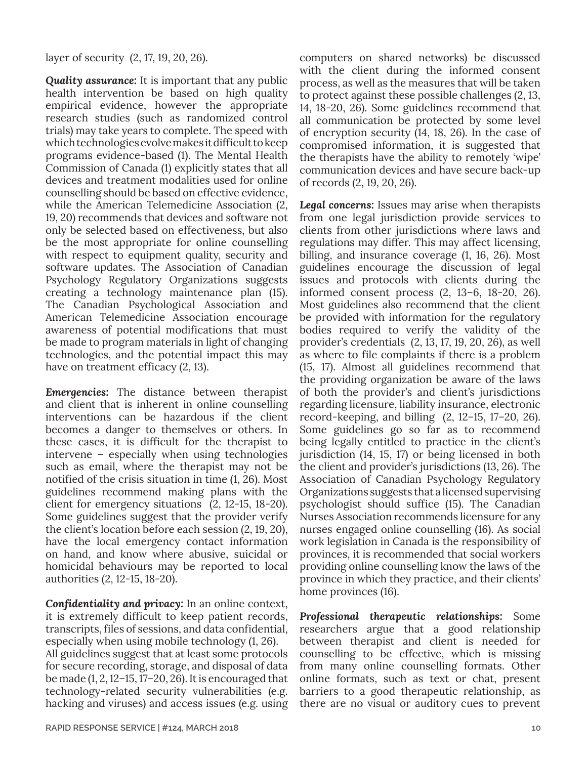layer of security (2, 17, 19, 20, 26).

***Quality assurance:*** It is important that any public health intervention be based on high quality empirical evidence, however the appropriate research studies (such as randomized control trials) may take years to complete. The speed with which technologies evolve makes it difficult to keep programs evidence-based (1). The Mental Health Commission of Canada (1) explicitly states that all devices and treatment modalities used for online counselling should be based on effective evidence, while the American Telemedicine Association (2, 19, 20) recommends that devices and software not only be selected based on effectiveness, but also be the most appropriate for online counselling with respect to equipment quality, security and software updates. The Association of Canadian Psychology Regulatory Organizations suggests creating a technology maintenance plan (15). The Canadian Psychological Association and American Telemedicine Association encourage awareness of potential modifications that must be made to program materials in light of changing technologies, and the potential impact this may have on treatment efficacy (2, 13).

***Emergencies:*** The distance between therapist and client that is inherent in online counselling interventions can be hazardous if the client becomes a danger to themselves or others. In these cases, it is difficult for the therapist to intervene – especially when using technologies such as email, where the therapist may not be notified of the crisis situation in time (1, 26). Most guidelines recommend making plans with the client for emergency situations (2, 12-15, 18-20). Some guidelines suggest that the provider verify the client's location before each session (2, 19, 20), have the local emergency contact information on hand, and know where abusive, suicidal or homicidal behaviours may be reported to local authorities (2, 12-15, 18-20).

***Confidentiality and privacy:*** In an online context, it is extremely difficult to keep patient records, transcripts, files of sessions, and data confidential, especially when using mobile technology (1, 26).
All guidelines suggest that at least some protocols for secure recording, storage, and disposal of data be made (1, 2, 12–15, 17–20, 26). It is encouraged that technology-related security vulnerabilities (e.g. hacking and viruses) and access issues (e.g. using computers on shared networks) be discussed with the client during the informed consent process, as well as the measures that will be taken to protect against these possible challenges (2, 13, 14, 18-20, 26). Some guidelines recommend that all communication be protected by some level of encryption security (14, 18, 26). In the case of compromised information, it is suggested that the therapists have the ability to remotely 'wipe' communication devices and have secure back-up of records (2, 19, 20, 26).

***Legal concerns:*** Issues may arise when therapists from one legal jurisdiction provide services to clients from other jurisdictions where laws and regulations may differ. This may affect licensing, billing, and insurance coverage (1, 16, 26). Most guidelines encourage the discussion of legal issues and protocols with clients during the informed consent process (2, 13–6, 18-20, 26). Most guidelines also recommend that the client be provided with information for the regulatory bodies required to verify the validity of the provider's credentials (2, 13, 17, 19, 20, 26), as well as where to file complaints if there is a problem (15, 17). Almost all guidelines recommend that the providing organization be aware of the laws of both the provider's and client's jurisdictions regarding licensure, liability insurance, electronic record-keeping, and billing (2, 12–15, 17–20, 26). Some guidelines go so far as to recommend being legally entitled to practice in the client's jurisdiction (14, 15, 17) or being licensed in both the client and provider's jurisdictions (13, 26). The Association of Canadian Psychology Regulatory Organizations suggests that a licensed supervising psychologist should suffice (15). The Canadian Nurses Association recommends licensure for any nurses engaged online counselling (16). As social work legislation in Canada is the responsibility of provinces, it is recommended that social workers providing online counselling know the laws of the province in which they practice, and their clients' home provinces (16).

***Professional therapeutic relationships:*** Some researchers argue that a good relationship between therapist and client is needed for counselling to be effective, which is missing from many online counselling formats. Other online formats, such as text or chat, present barriers to a good therapeutic relationship, as there are no visual or auditory cues to prevent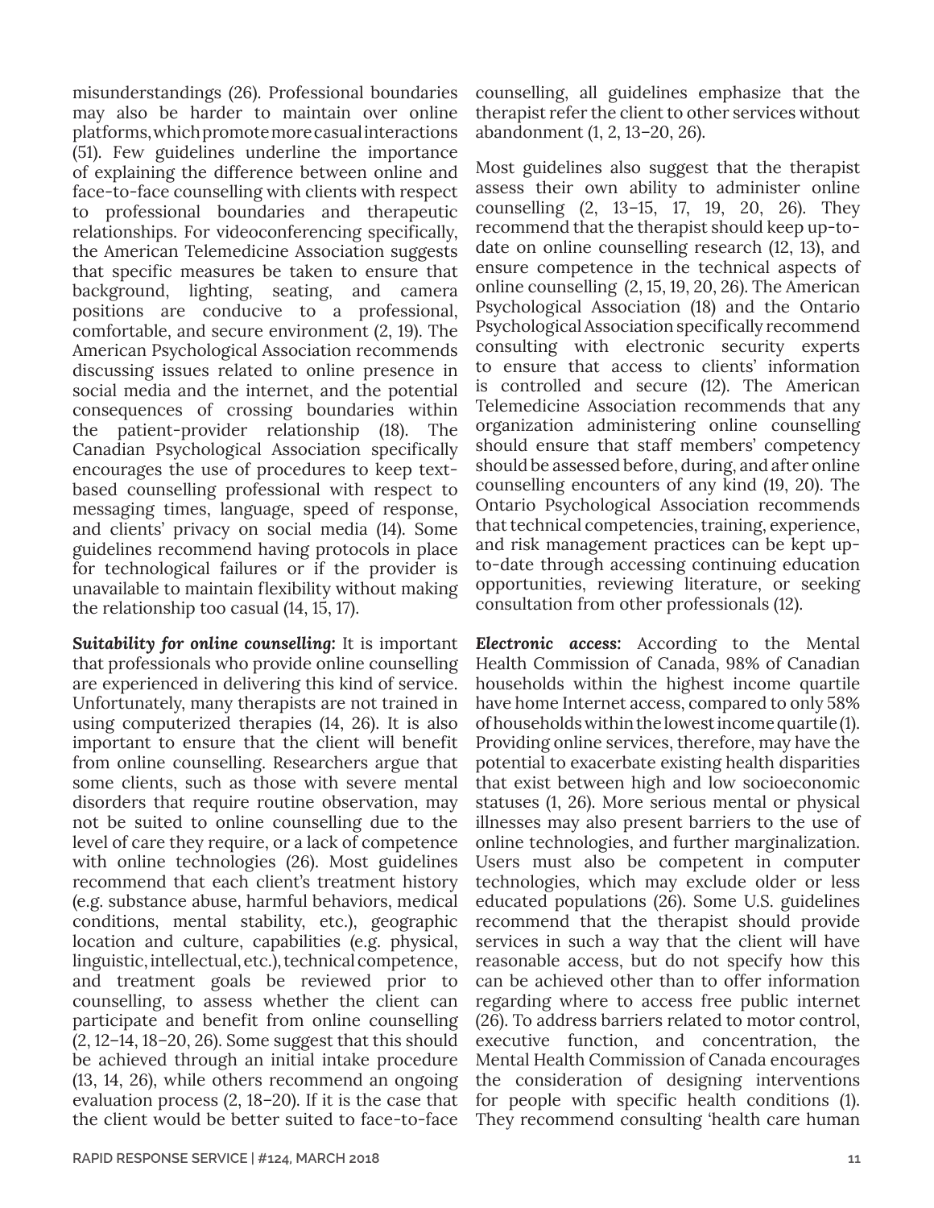misunderstandings (26). Professional boundaries may also be harder to maintain over online platforms, which promote more casual interactions (51). Few guidelines underline the importance of explaining the difference between online and face-to-face counselling with clients with respect to professional boundaries and therapeutic relationships. For videoconferencing specifically, the American Telemedicine Association suggests that specific measures be taken to ensure that background, lighting, seating, and camera positions are conducive to a professional, comfortable, and secure environment (2, 19). The American Psychological Association recommends discussing issues related to online presence in social media and the internet, and the potential consequences of crossing boundaries within the patient-provider relationship (18). The Canadian Psychological Association specifically encourages the use of procedures to keep text-based counselling professional with respect to messaging times, language, speed of response, and clients' privacy on social media (14). Some guidelines recommend having protocols in place for technological failures or if the provider is unavailable to maintain flexibility without making the relationship too casual (14, 15, 17).

***Suitability for online counselling:*** It is important that professionals who provide online counselling are experienced in delivering this kind of service. Unfortunately, many therapists are not trained in using computerized therapies (14, 26). It is also important to ensure that the client will benefit from online counselling. Researchers argue that some clients, such as those with severe mental disorders that require routine observation, may not be suited to online counselling due to the level of care they require, or a lack of competence with online technologies (26). Most guidelines recommend that each client's treatment history (e.g. substance abuse, harmful behaviors, medical conditions, mental stability, etc.), geographic location and culture, capabilities (e.g. physical, linguistic, intellectual, etc.), technical competence, and treatment goals be reviewed prior to counselling, to assess whether the client can participate and benefit from online counselling (2, 12–14, 18–20, 26). Some suggest that this should be achieved through an initial intake procedure (13, 14, 26), while others recommend an ongoing evaluation process (2, 18–20). If it is the case that the client would be better suited to face-to-face counselling, all guidelines emphasize that the therapist refer the client to other services without abandonment (1, 2, 13–20, 26).

Most guidelines also suggest that the therapist assess their own ability to administer online counselling (2, 13–15, 17, 19, 20, 26). They recommend that the therapist should keep up-to-date on online counselling research (12, 13), and ensure competence in the technical aspects of online counselling (2, 15, 19, 20, 26). The American Psychological Association (18) and the Ontario Psychological Association specifically recommend consulting with electronic security experts to ensure that access to clients' information is controlled and secure (12). The American Telemedicine Association recommends that any organization administering online counselling should ensure that staff members' competency should be assessed before, during, and after online counselling encounters of any kind (19, 20). The Ontario Psychological Association recommends that technical competencies, training, experience, and risk management practices can be kept up-to-date through accessing continuing education opportunities, reviewing literature, or seeking consultation from other professionals (12).

***Electronic access:*** According to the Mental Health Commission of Canada, 98% of Canadian households within the highest income quartile have home Internet access, compared to only 58% of households within the lowest income quartile (1). Providing online services, therefore, may have the potential to exacerbate existing health disparities that exist between high and low socioeconomic statuses (1, 26). More serious mental or physical illnesses may also present barriers to the use of online technologies, and further marginalization. Users must also be competent in computer technologies, which may exclude older or less educated populations (26). Some U.S. guidelines recommend that the therapist should provide services in such a way that the client will have reasonable access, but do not specify how this can be achieved other than to offer information regarding where to access free public internet (26). To address barriers related to motor control, executive function, and concentration, the Mental Health Commission of Canada encourages the consideration of designing interventions for people with specific health conditions (1). They recommend consulting 'health care human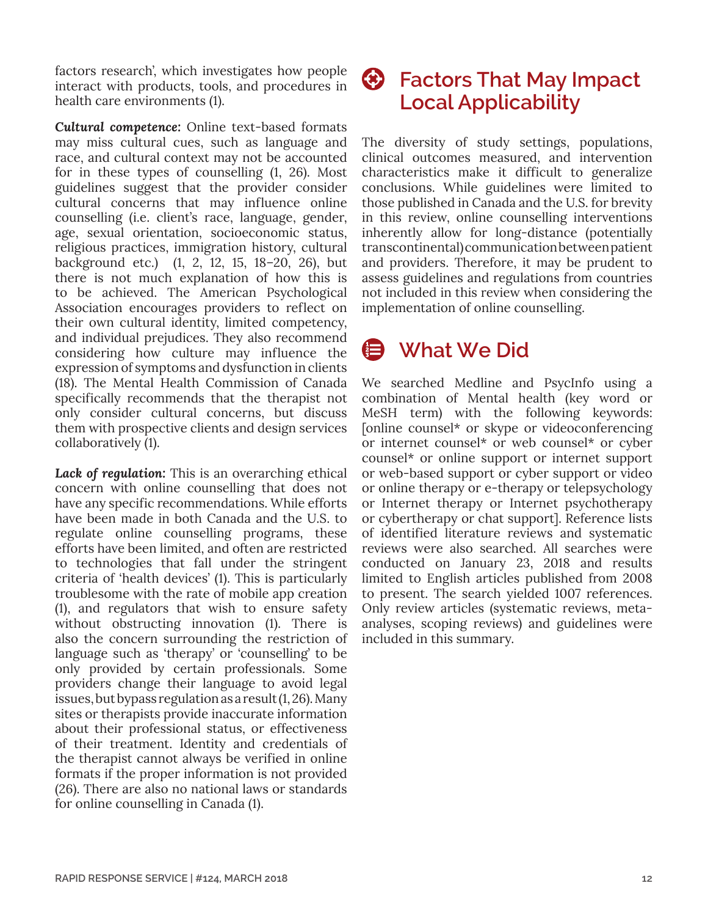factors research', which investigates how people interact with products, tools, and procedures in health care environments (1).

***Cultural competence:*** Online text-based formats may miss cultural cues, such as language and race, and cultural context may not be accounted for in these types of counselling (1, 26). Most guidelines suggest that the provider consider cultural concerns that may influence online counselling (i.e. client's race, language, gender, age, sexual orientation, socioeconomic status, religious practices, immigration history, cultural background etc.) (1, 2, 12, 15, 18–20, 26), but there is not much explanation of how this is to be achieved. The American Psychological Association encourages providers to reflect on their own cultural identity, limited competency, and individual prejudices. They also recommend considering how culture may influence the expression of symptoms and dysfunction in clients (18). The Mental Health Commission of Canada specifically recommends that the therapist not only consider cultural concerns, but discuss them with prospective clients and design services collaboratively (1).

***Lack of regulation:*** This is an overarching ethical concern with online counselling that does not have any specific recommendations. While efforts have been made in both Canada and the U.S. to regulate online counselling programs, these efforts have been limited, and often are restricted to technologies that fall under the stringent criteria of 'health devices' (1). This is particularly troublesome with the rate of mobile app creation (1), and regulators that wish to ensure safety without obstructing innovation (1). There is also the concern surrounding the restriction of language such as 'therapy' or 'counselling' to be only provided by certain professionals. Some providers change their language to avoid legal issues, but bypass regulation as a result (1, 26). Many sites or therapists provide inaccurate information about their professional status, or effectiveness of their treatment. Identity and credentials of the therapist cannot always be verified in online formats if the proper information is not provided (26). There are also no national laws or standards for online counselling in Canada (1).

## Factors That May Impact Local Applicability

The diversity of study settings, populations, clinical outcomes measured, and intervention characteristics make it difficult to generalize conclusions. While guidelines were limited to those published in Canada and the U.S. for brevity in this review, online counselling interventions inherently allow for long-distance (potentially transcontinental) communication between patient and providers. Therefore, it may be prudent to assess guidelines and regulations from countries not included in this review when considering the implementation of online counselling.

## What We Did

We searched Medline and PsycInfo using a combination of Mental health (key word or MeSH term) with the following keywords: [online counsel* or skype or videoconferencing or internet counsel* or web counsel* or cyber counsel* or online support or internet support or web-based support or cyber support or video or online therapy or e-therapy or telepsychology or Internet therapy or Internet psychotherapy or cybertherapy or chat support]. Reference lists of identified literature reviews and systematic reviews were also searched. All searches were conducted on January 23, 2018 and results limited to English articles published from 2008 to present. The search yielded 1007 references. Only review articles (systematic reviews, meta-analyses, scoping reviews) and guidelines were included in this summary.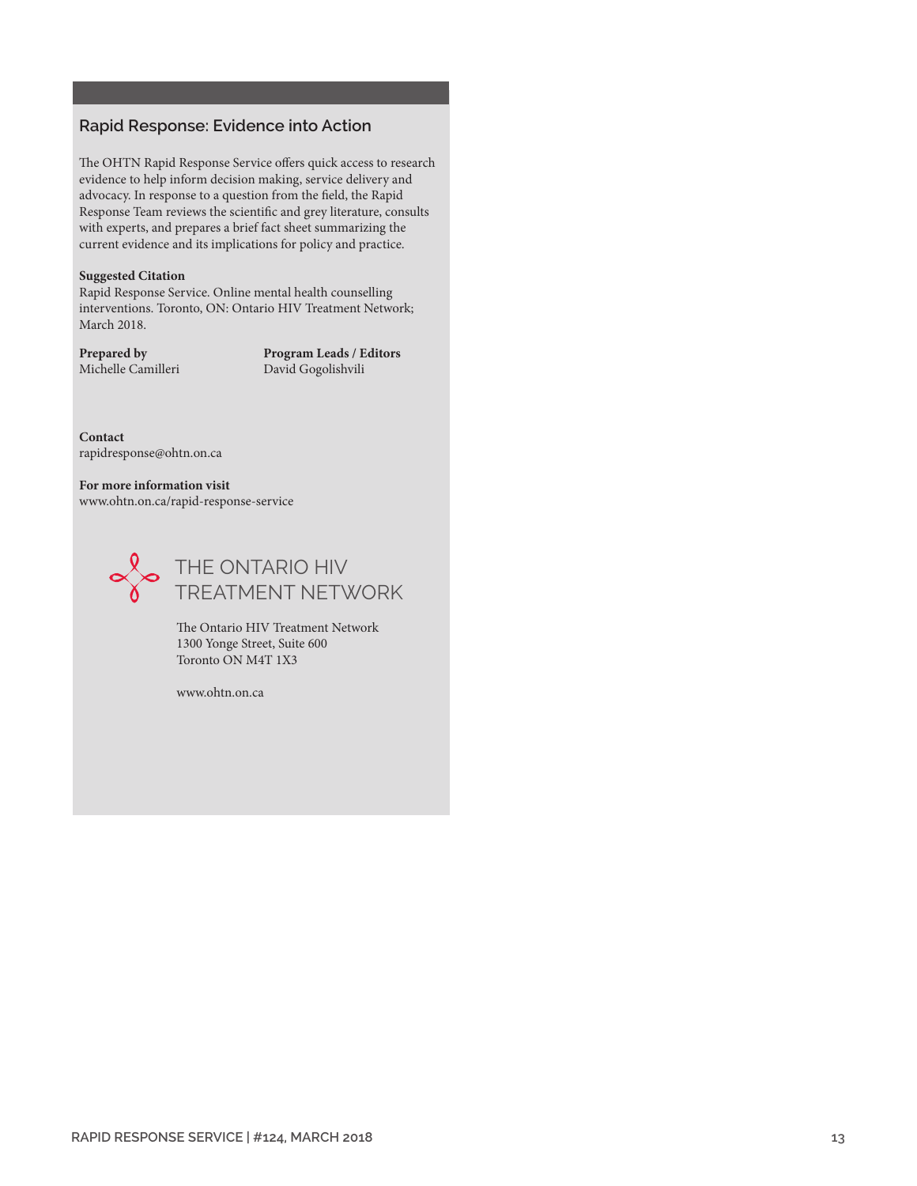## Rapid Response: Evidence into Action

The OHTN Rapid Response Service offers quick access to research evidence to help inform decision making, service delivery and advocacy. In response to a question from the field, the Rapid Response Team reviews the scientific and grey literature, consults with experts, and prepares a brief fact sheet summarizing the current evidence and its implications for policy and practice.

**Suggested Citation**
Rapid Response Service. Online mental health counselling interventions. Toronto, ON: Ontario HIV Treatment Network; March 2018.

**Prepared by**
Michelle Camilleri

**Program Leads / Editors**
David Gogolishvili

**Contact**
rapidresponse@ohtn.on.ca

**For more information visit**
www.ohtn.on.ca/rapid-response-service

THE ONTARIO HIV TREATMENT NETWORK

The Ontario HIV Treatment Network
1300 Yonge Street, Suite 600
Toronto ON M4T 1X3

www.ohtn.on.ca